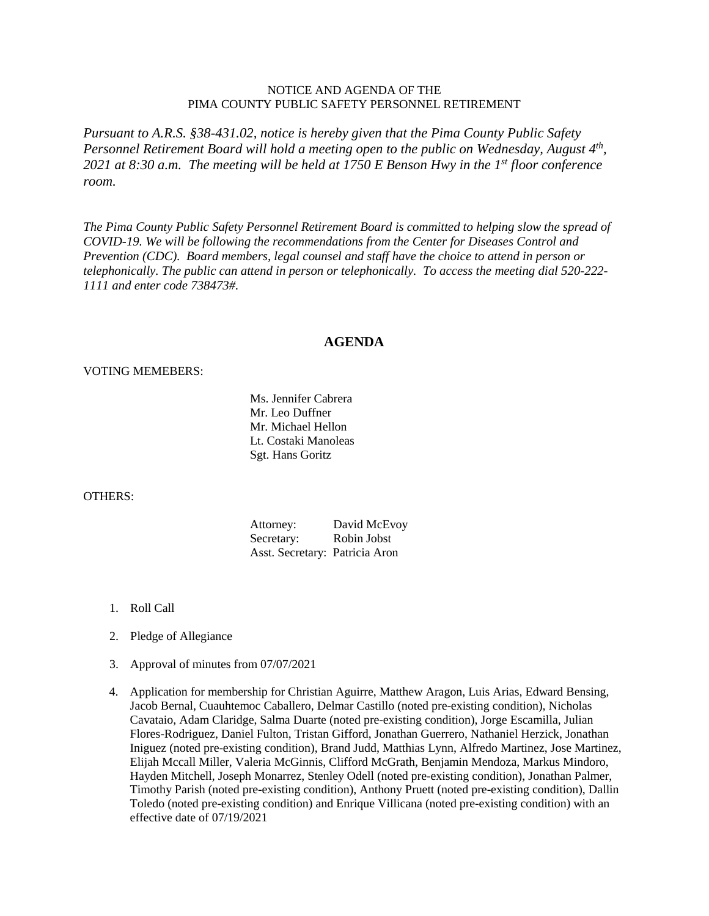NOTICE AND AGENDA OF THE
PIMA COUNTY PUBLIC SAFETY PERSONNEL RETIREMENT

*Pursuant to A.R.S. §38-431.02, notice is hereby given that the Pima County Public Safety Personnel Retirement Board will hold a meeting open to the public on Wednesday, August 4th, 2021 at 8:30 a.m. The meeting will be held at 1750 E Benson Hwy in the 1st floor conference room.*

*The Pima County Public Safety Personnel Retirement Board is committed to helping slow the spread of COVID-19. We will be following the recommendations from the Center for Diseases Control and Prevention (CDC). Board members, legal counsel and staff have the choice to attend in person or telephonically. The public can attend in person or telephonically. To access the meeting dial 520-222-1111 and enter code 738473#.*

## AGENDA

VOTING MEMEBERS:

Ms. Jennifer Cabrera
Mr. Leo Duffner
Mr. Michael Hellon
Lt. Costaki Manoleas
Sgt. Hans Goritz

OTHERS:

Attorney: David McEvoy
Secretary: Robin Jobst
Asst. Secretary: Patricia Aron

1. Roll Call
2. Pledge of Allegiance
3. Approval of minutes from 07/07/2021
4. Application for membership for Christian Aguirre, Matthew Aragon, Luis Arias, Edward Bensing, Jacob Bernal, Cuauhtemoc Caballero, Delmar Castillo (noted pre-existing condition), Nicholas Cavataio, Adam Claridge, Salma Duarte (noted pre-existing condition), Jorge Escamilla, Julian Flores-Rodriguez, Daniel Fulton, Tristan Gifford, Jonathan Guerrero, Nathaniel Herzick, Jonathan Iniguez (noted pre-existing condition), Brand Judd, Matthias Lynn, Alfredo Martinez, Jose Martinez, Elijah Mccall Miller, Valeria McGinnis, Clifford McGrath, Benjamin Mendoza, Markus Mindoro, Hayden Mitchell, Joseph Monarrez, Stenley Odell (noted pre-existing condition), Jonathan Palmer, Timothy Parish (noted pre-existing condition), Anthony Pruett (noted pre-existing condition), Dallin Toledo (noted pre-existing condition) and Enrique Villicana (noted pre-existing condition) with an effective date of 07/19/2021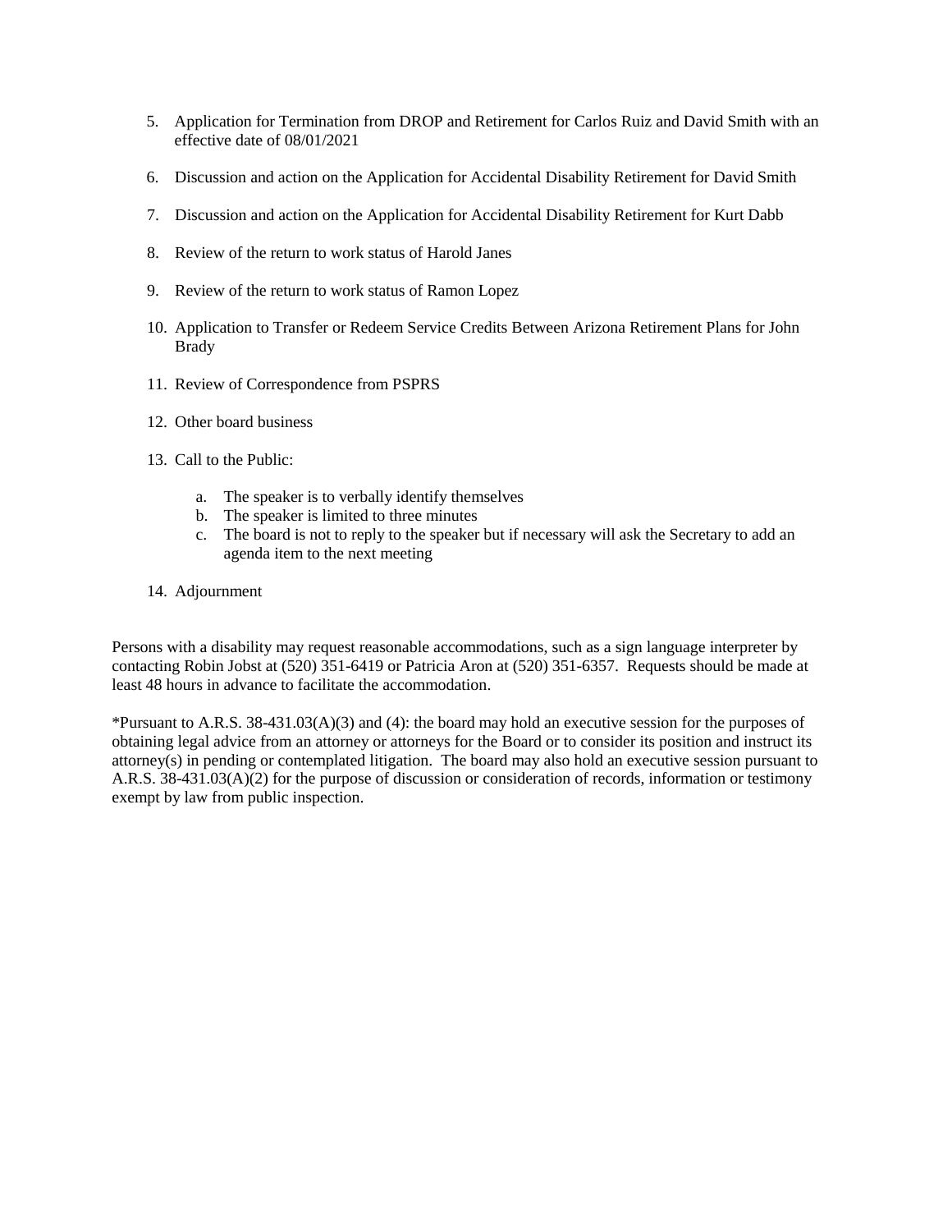5. Application for Termination from DROP and Retirement for Carlos Ruiz and David Smith with an effective date of 08/01/2021

6. Discussion and action on the Application for Accidental Disability Retirement for David Smith

7. Discussion and action on the Application for Accidental Disability Retirement for Kurt Dabb

8. Review of the return to work status of Harold Janes

9. Review of the return to work status of Ramon Lopez

10. Application to Transfer or Redeem Service Credits Between Arizona Retirement Plans for John Brady

11. Review of Correspondence from PSPRS

12. Other board business

13. Call to the Public:

    a. The speaker is to verbally identify themselves
    b. The speaker is limited to three minutes
    c. The board is not to reply to the speaker but if necessary will ask the Secretary to add an agenda item to the next meeting

14. Adjournment

Persons with a disability may request reasonable accommodations, such as a sign language interpreter by contacting Robin Jobst at (520) 351-6419 or Patricia Aron at (520) 351-6357. Requests should be made at least 48 hours in advance to facilitate the accommodation.

*Pursuant to A.R.S. 38-431.03(A)(3) and (4): the board may hold an executive session for the purposes of obtaining legal advice from an attorney or attorneys for the Board or to consider its position and instruct its attorney(s) in pending or contemplated litigation. The board may also hold an executive session pursuant to A.R.S. 38-431.03(A)(2) for the purpose of discussion or consideration of records, information or testimony exempt by law from public inspection.